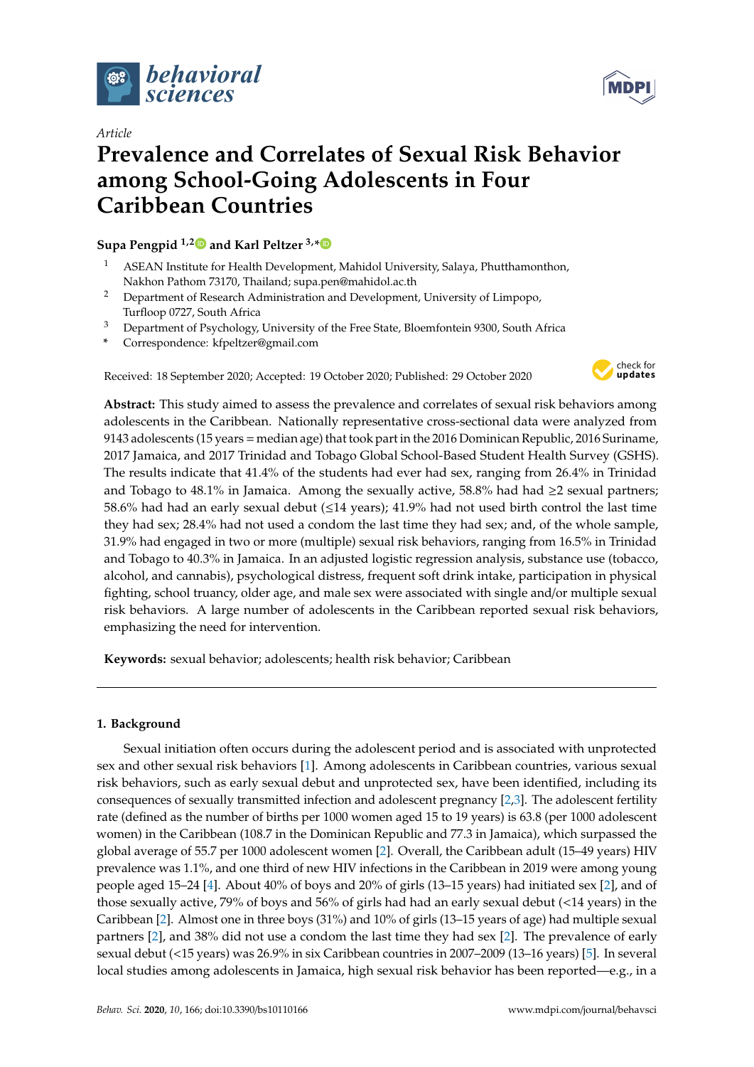*Article*

# Prevalence and Correlates of Sexual Risk Behavior among School-Going Adolescents in Four Caribbean Countries

**Supa Pengpid [1,2] and Karl Peltzer [3,*]**

1. ASEAN Institute for Health Development, Mahidol University, Salaya, Phutthamonthon, Nakhon Pathom 73170, Thailand; supa.pen@mahidol.ac.th
2. Department of Research Administration and Development, University of Limpopo, Turfloop 0727, South Africa
3. Department of Psychology, University of the Free State, Bloemfontein 9300, South Africa

\* Correspondence: kfpeltzer@gmail.com

Received: 18 September 2020; Accepted: 19 October 2020; Published: 29 October 2020

**Abstract:** This study aimed to assess the prevalence and correlates of sexual risk behaviors among adolescents in the Caribbean. Nationally representative cross-sectional data were analyzed from 9143 adolescents (15 years = median age) that took part in the 2016 Dominican Republic, 2016 Suriname, 2017 Jamaica, and 2017 Trinidad and Tobago Global School-Based Student Health Survey (GSHS). The results indicate that 41.4% of the students had ever had sex, ranging from 26.4% in Trinidad and Tobago to 48.1% in Jamaica. Among the sexually active, 58.8% had had ≥2 sexual partners; 58.6% had had an early sexual debut (≤14 years); 41.9% had not used birth control the last time they had sex; 28.4% had not used a condom the last time they had sex; and, of the whole sample, 31.9% had engaged in two or more (multiple) sexual risk behaviors, ranging from 16.5% in Trinidad and Tobago to 40.3% in Jamaica. In an adjusted logistic regression analysis, substance use (tobacco, alcohol, and cannabis), psychological distress, frequent soft drink intake, participation in physical fighting, school truancy, older age, and male sex were associated with single and/or multiple sexual risk behaviors. A large number of adolescents in the Caribbean reported sexual risk behaviors, emphasizing the need for intervention.

**Keywords:** sexual behavior; adolescents; health risk behavior; Caribbean

## 1. Background

Sexual initiation often occurs during the adolescent period and is associated with unprotected sex and other sexual risk behaviors [1]. Among adolescents in Caribbean countries, various sexual risk behaviors, such as early sexual debut and unprotected sex, have been identified, including its consequences of sexually transmitted infection and adolescent pregnancy [2,3]. The adolescent fertility rate (defined as the number of births per 1000 women aged 15 to 19 years) is 63.8 (per 1000 adolescent women) in the Caribbean (108.7 in the Dominican Republic and 77.3 in Jamaica), which surpassed the global average of 55.7 per 1000 adolescent women [2]. Overall, the Caribbean adult (15–49 years) HIV prevalence was 1.1%, and one third of new HIV infections in the Caribbean in 2019 were among young people aged 15–24 [4]. About 40% of boys and 20% of girls (13–15 years) had initiated sex [2], and of those sexually active, 79% of boys and 56% of girls had had an early sexual debut (<14 years) in the Caribbean [2]. Almost one in three boys (31%) and 10% of girls (13–15 years of age) had multiple sexual partners [2], and 38% did not use a condom the last time they had sex [2]. The prevalence of early sexual debut (<15 years) was 26.9% in six Caribbean countries in 2007–2009 (13–16 years) [5]. In several local studies among adolescents in Jamaica, high sexual risk behavior has been reported—e.g., in a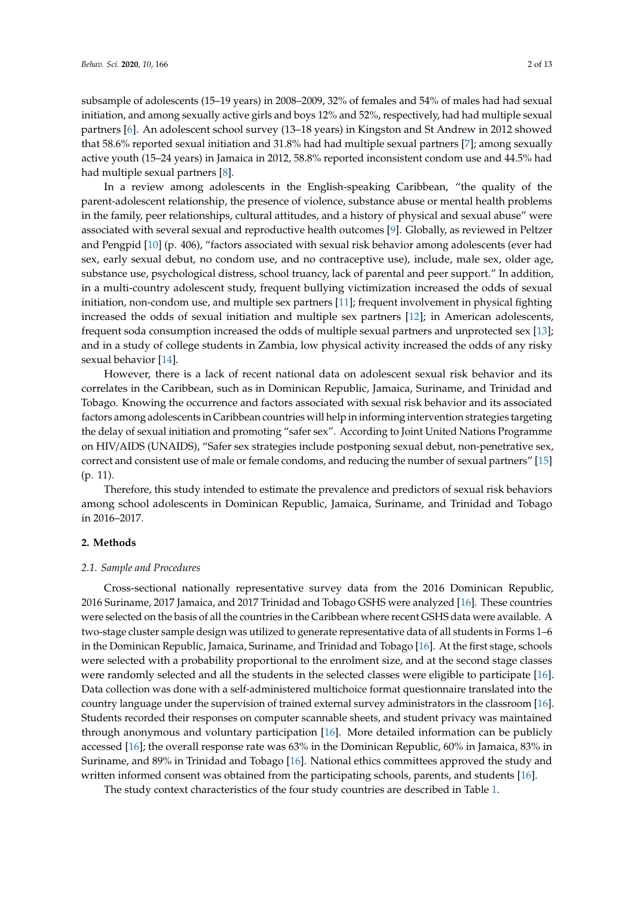subsample of adolescents (15–19 years) in 2008–2009, 32% of females and 54% of males had had sexual initiation, and among sexually active girls and boys 12% and 52%, respectively, had had multiple sexual partners [6]. An adolescent school survey (13–18 years) in Kingston and St Andrew in 2012 showed that 58.6% reported sexual initiation and 31.8% had had multiple sexual partners [7]; among sexually active youth (15–24 years) in Jamaica in 2012, 58.8% reported inconsistent condom use and 44.5% had had multiple sexual partners [8].

In a review among adolescents in the English-speaking Caribbean, "the quality of the parent-adolescent relationship, the presence of violence, substance abuse or mental health problems in the family, peer relationships, cultural attitudes, and a history of physical and sexual abuse" were associated with several sexual and reproductive health outcomes [9]. Globally, as reviewed in Peltzer and Pengpid [10] (p. 406), "factors associated with sexual risk behavior among adolescents (ever had sex, early sexual debut, no condom use, and no contraceptive use), include, male sex, older age, substance use, psychological distress, school truancy, lack of parental and peer support." In addition, in a multi-country adolescent study, frequent bullying victimization increased the odds of sexual initiation, non-condom use, and multiple sex partners [11]; frequent involvement in physical fighting increased the odds of sexual initiation and multiple sex partners [12]; in American adolescents, frequent soda consumption increased the odds of multiple sexual partners and unprotected sex [13]; and in a study of college students in Zambia, low physical activity increased the odds of any risky sexual behavior [14].

However, there is a lack of recent national data on adolescent sexual risk behavior and its correlates in the Caribbean, such as in Dominican Republic, Jamaica, Suriname, and Trinidad and Tobago. Knowing the occurrence and factors associated with sexual risk behavior and its associated factors among adolescents in Caribbean countries will help in informing intervention strategies targeting the delay of sexual initiation and promoting "safer sex". According to Joint United Nations Programme on HIV/AIDS (UNAIDS), "Safer sex strategies include postponing sexual debut, non-penetrative sex, correct and consistent use of male or female condoms, and reducing the number of sexual partners" [15] (p. 11).

Therefore, this study intended to estimate the prevalence and predictors of sexual risk behaviors among school adolescents in Dominican Republic, Jamaica, Suriname, and Trinidad and Tobago in 2016–2017.

## 2. Methods

### 2.1. Sample and Procedures

Cross-sectional nationally representative survey data from the 2016 Dominican Republic, 2016 Suriname, 2017 Jamaica, and 2017 Trinidad and Tobago GSHS were analyzed [16]. These countries were selected on the basis of all the countries in the Caribbean where recent GSHS data were available. A two-stage cluster sample design was utilized to generate representative data of all students in Forms 1–6 in the Dominican Republic, Jamaica, Suriname, and Trinidad and Tobago [16]. At the first stage, schools were selected with a probability proportional to the enrolment size, and at the second stage classes were randomly selected and all the students in the selected classes were eligible to participate [16]. Data collection was done with a self-administered multichoice format questionnaire translated into the country language under the supervision of trained external survey administrators in the classroom [16]. Students recorded their responses on computer scannable sheets, and student privacy was maintained through anonymous and voluntary participation [16]. More detailed information can be publicly accessed [16]; the overall response rate was 63% in the Dominican Republic, 60% in Jamaica, 83% in Suriname, and 89% in Trinidad and Tobago [16]. National ethics committees approved the study and written informed consent was obtained from the participating schools, parents, and students [16].

The study context characteristics of the four study countries are described in Table 1.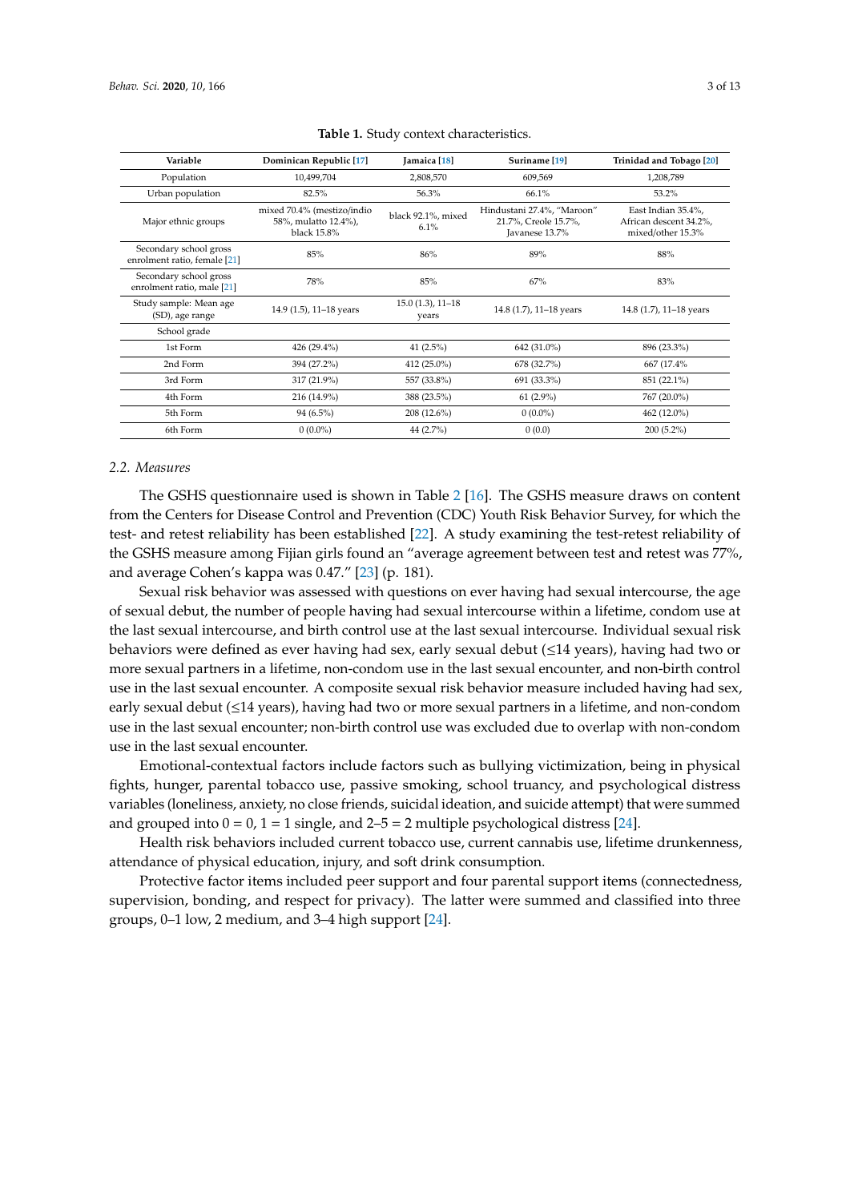**Table 1.** Study context characteristics.

| Variable | Dominican Republic [17] | Jamaica [18] | Suriname [19] | Trinidad and Tobago [20] |
|---|---|---|---|---|
| Population | 10,499,704 | 2,808,570 | 609,569 | 1,208,789 |
| Urban population | 82.5% | 56.3% | 66.1% | 53.2% |
| Major ethnic groups | mixed 70.4% (mestizo/indio 58%, mulatto 12.4%), black 15.8% | black 92.1%, mixed 6.1% | Hindustani 27.4%, "Maroon" 21.7%, Creole 15.7%, Javanese 13.7% | East Indian 35.4%, African descent 34.2%, mixed/other 15.3% |
| Secondary school gross enrolment ratio, female [21] | 85% | 86% | 89% | 88% |
| Secondary school gross enrolment ratio, male [21] | 78% | 85% | 67% | 83% |
| Study sample: Mean age (SD), age range | 14.9 (1.5), 11–18 years | 15.0 (1.3), 11–18 years | 14.8 (1.7), 11–18 years | 14.8 (1.7), 11–18 years |
| School grade | | | | |
| 1st Form | 426 (29.4%) | 41 (2.5%) | 642 (31.0%) | 896 (23.3%) |
| 2nd Form | 394 (27.2%) | 412 (25.0%) | 678 (32.7%) | 667 (17.4% |
| 3rd Form | 317 (21.9%) | 557 (33.8%) | 691 (33.3%) | 851 (22.1%) |
| 4th Form | 216 (14.9%) | 388 (23.5%) | 61 (2.9%) | 767 (20.0%) |
| 5th Form | 94 (6.5%) | 208 (12.6%) | 0 (0.0%) | 462 (12.0%) |
| 6th Form | 0 (0.0%) | 44 (2.7%) | 0 (0.0) | 200 (5.2%) |

### 2.2. Measures

The GSHS questionnaire used is shown in Table 2 [16]. The GSHS measure draws on content from the Centers for Disease Control and Prevention (CDC) Youth Risk Behavior Survey, for which the test- and retest reliability has been established [22]. A study examining the test-retest reliability of the GSHS measure among Fijian girls found an "average agreement between test and retest was 77%, and average Cohen's kappa was 0.47." [23] (p. 181).

Sexual risk behavior was assessed with questions on ever having had sexual intercourse, the age of sexual debut, the number of people having had sexual intercourse within a lifetime, condom use at the last sexual intercourse, and birth control use at the last sexual intercourse. Individual sexual risk behaviors were defined as ever having had sex, early sexual debut (≤14 years), having had two or more sexual partners in a lifetime, non-condom use in the last sexual encounter, and non-birth control use in the last sexual encounter. A composite sexual risk behavior measure included having had sex, early sexual debut (≤14 years), having had two or more sexual partners in a lifetime, and non-condom use in the last sexual encounter; non-birth control use was excluded due to overlap with non-condom use in the last sexual encounter.

Emotional-contextual factors include factors such as bullying victimization, being in physical fights, hunger, parental tobacco use, passive smoking, school truancy, and psychological distress variables (loneliness, anxiety, no close friends, suicidal ideation, and suicide attempt) that were summed and grouped into 0 = 0, 1 = 1 single, and 2–5 = 2 multiple psychological distress [24].

Health risk behaviors included current tobacco use, current cannabis use, lifetime drunkenness, attendance of physical education, injury, and soft drink consumption.

Protective factor items included peer support and four parental support items (connectedness, supervision, bonding, and respect for privacy). The latter were summed and classified into three groups, 0–1 low, 2 medium, and 3–4 high support [24].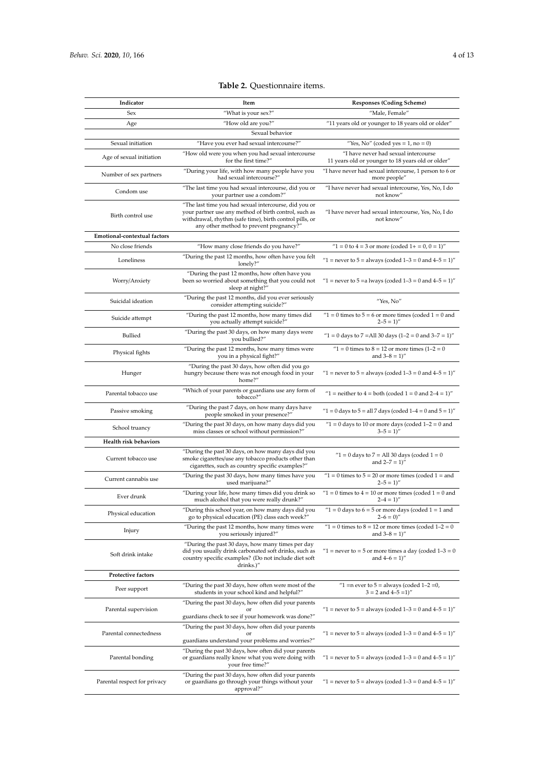**Table 2.** Questionnaire items.

| Indicator | Item | Responses (Coding Scheme) |
|---|---|---|
| Sex | "What is your sex?" | "Male, Female" |
| Age | "How old are you?" | "11 years old or younger to 18 years old or older" |
| | Sexual behavior | |
| Sexual initiation | "Have you ever had sexual intercourse?" | "Yes, No" (coded yes = 1, no = 0) |
| Age of sexual initiation | "How old were you when you had sexual intercourse for the first time?" | "I have never had sexual intercourse 11 years old or younger to 18 years old or older" |
| Number of sex partners | "During your life, with how many people have you had sexual intercourse?" | "I have never had sexual intercourse, 1 person to 6 or more people" |
| Condom use | "The last time you had sexual intercourse, did you or your partner use a condom?" | "I have never had sexual intercourse, Yes, No, I do not know" |
| Birth control use | "The last time you had sexual intercourse, did you or your partner use any method of birth control, such as withdrawal, rhythm (safe time), birth control pills, or any other method to prevent pregnancy?" | "I have never had sexual intercourse, Yes, No, I do not know" |
| **Emotional-contextual factors** | | |
| No close friends | "How many close friends do you have?" | "1 = 0 to 4 = 3 or more (coded 1+ = 0, 0 = 1)" |
| Loneliness | "During the past 12 months, how often have you felt lonely?" | "1 = never to 5 = always (coded 1–3 = 0 and 4–5 = 1)" |
| Worry/Anxiety | "During the past 12 months, how often have you been so worried about something that you could not sleep at night?" | "1 = never to 5 =a lways (coded 1–3 = 0 and 4–5 = 1)" |
| Suicidal ideation | "During the past 12 months, did you ever seriously consider attempting suicide?" | "Yes, No" |
| Suicide attempt | "During the past 12 months, how many times did you actually attempt suicide?" | "1 = 0 times to 5 = 6 or more times (coded 1 = 0 and 2–5 = 1)" |
| Bullied | "During the past 30 days, on how many days were you bullied?" | "1 = 0 days to 7 =All 30 days (1–2 = 0 and 3–7 = 1)" |
| Physical fights | "During the past 12 months, how many times were you in a physical fight?" | "1 = 0 times to 8 = 12 or more times (1–2 = 0 and 3–8 = 1)" |
| Hunger | "During the past 30 days, how often did you go hungry because there was not enough food in your home?" | "1 = never to 5 = always (coded 1–3 = 0 and 4–5 = 1)" |
| Parental tobacco use | "Which of your parents or guardians use any form of tobacco?" | "1 = neither to 4 = both (coded 1 = 0 and 2–4 = 1)" |
| Passive smoking | "During the past 7 days, on how many days have people smoked in your presence?" | "1 = 0 days to 5 = all 7 days (coded 1–4 = 0 and 5 = 1)" |
| School truancy | "During the past 30 days, on how many days did you miss classes or school without permission?" | "1 = 0 days to 10 or more days (coded 1–2 = 0 and 3–5 = 1)" |
| **Health risk behaviors** | | |
| Current tobacco use | "During the past 30 days, on how many days did you smoke cigarettes/use any tobacco products other than cigarettes, such as country specific examples?" | "1 = 0 days to 7 = All 30 days (coded 1 = 0 and 2–7 = 1)" |
| Current cannabis use | "During the past 30 days, how many times have you used marijuana?" | "1 = 0 times to 5 = 20 or more times (coded 1 = and 2–5 = 1)" |
| Ever drunk | "During your life, how many times did you drink so much alcohol that you were really drunk?" | "1 = 0 times to 4 = 10 or more times (coded 1 = 0 and 2–4 = 1)" |
| Physical education | "During this school year, on how many days did you go to physical education (PE) class each week?" | "1 = 0 days to 6 = 5 or more days (coded 1 = 1 and 2–6 = 0)" |
| Injury | "During the past 12 months, how many times were you seriously injured?" | "1 = 0 times to 8 = 12 or more times (coded 1–2 = 0 and 3–8 = 1)" |
| Soft drink intake | "During the past 30 days, how many times per day did you usually drink carbonated soft drinks, such as country specific examples? (Do not include diet soft drinks.)" | "1 = never to = 5 or more times a day (coded 1–3 = 0 and 4–6 = 1)" |
| **Protective factors** | | |
| Peer support | "During the past 30 days, how often were most of the students in your school kind and helpful?" | "1 =n ever to 5 = always (coded 1–2 =0, 3 = 2 and 4–5 =1)" |
| Parental supervision | "During the past 30 days, how often did your parents or guardians check to see if your homework was done?" | "1 = never to 5 = always (coded 1–3 = 0 and 4–5 = 1)" |
| Parental connectedness | "During the past 30 days, how often did your parents or guardians understand your problems and worries?" | "1 = never to 5 = always (coded 1–3 = 0 and 4–5 = 1)" |
| Parental bonding | "During the past 30 days, how often did your parents or guardians really know what you were doing with your free time?" | "1 = never to 5 = always (coded 1–3 = 0 and 4–5 = 1)" |
| Parental respect for privacy | "During the past 30 days, how often did your parents or guardians go through your things without your approval?" | "1 = never to 5 = always (coded 1–3 = 0 and 4–5 = 1)" |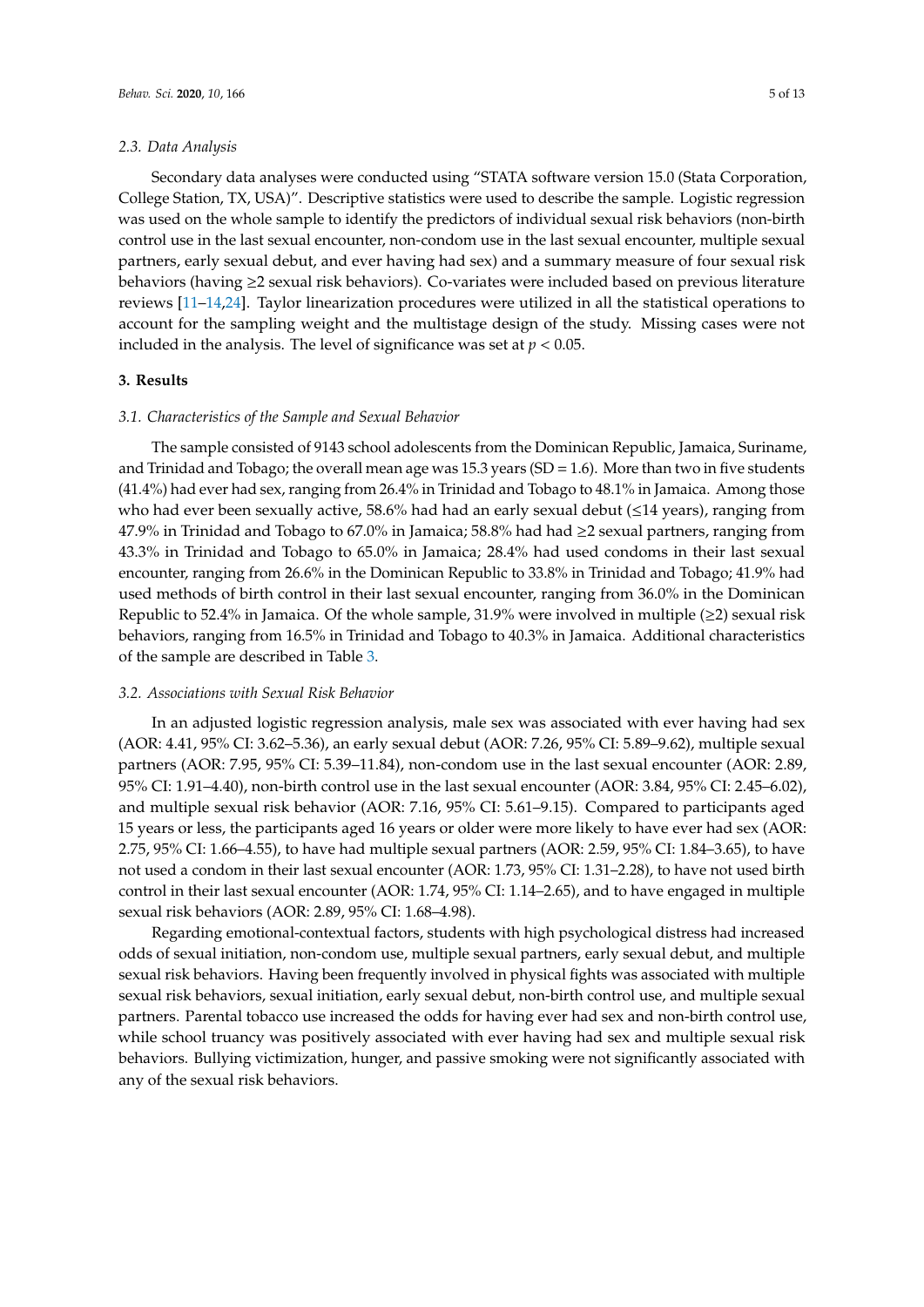### 2.3. Data Analysis

Secondary data analyses were conducted using "STATA software version 15.0 (Stata Corporation, College Station, TX, USA)". Descriptive statistics were used to describe the sample. Logistic regression was used on the whole sample to identify the predictors of individual sexual risk behaviors (non-birth control use in the last sexual encounter, non-condom use in the last sexual encounter, multiple sexual partners, early sexual debut, and ever having had sex) and a summary measure of four sexual risk behaviors (having ≥2 sexual risk behaviors). Co-variates were included based on previous literature reviews [11–14,24]. Taylor linearization procedures were utilized in all the statistical operations to account for the sampling weight and the multistage design of the study. Missing cases were not included in the analysis. The level of significance was set at $p < 0.05$.

## 3. Results

### 3.1. Characteristics of the Sample and Sexual Behavior

The sample consisted of 9143 school adolescents from the Dominican Republic, Jamaica, Suriname, and Trinidad and Tobago; the overall mean age was 15.3 years (SD = 1.6). More than two in five students (41.4%) had ever had sex, ranging from 26.4% in Trinidad and Tobago to 48.1% in Jamaica. Among those who had ever been sexually active, 58.6% had had an early sexual debut (≤14 years), ranging from 47.9% in Trinidad and Tobago to 67.0% in Jamaica; 58.8% had had ≥2 sexual partners, ranging from 43.3% in Trinidad and Tobago to 65.0% in Jamaica; 28.4% had used condoms in their last sexual encounter, ranging from 26.6% in the Dominican Republic to 33.8% in Trinidad and Tobago; 41.9% had used methods of birth control in their last sexual encounter, ranging from 36.0% in the Dominican Republic to 52.4% in Jamaica. Of the whole sample, 31.9% were involved in multiple (≥2) sexual risk behaviors, ranging from 16.5% in Trinidad and Tobago to 40.3% in Jamaica. Additional characteristics of the sample are described in Table 3.

### 3.2. Associations with Sexual Risk Behavior

In an adjusted logistic regression analysis, male sex was associated with ever having had sex (AOR: 4.41, 95% CI: 3.62–5.36), an early sexual debut (AOR: 7.26, 95% CI: 5.89–9.62), multiple sexual partners (AOR: 7.95, 95% CI: 5.39–11.84), non-condom use in the last sexual encounter (AOR: 2.89, 95% CI: 1.91–4.40), non-birth control use in the last sexual encounter (AOR: 3.84, 95% CI: 2.45–6.02), and multiple sexual risk behavior (AOR: 7.16, 95% CI: 5.61–9.15). Compared to participants aged 15 years or less, the participants aged 16 years or older were more likely to have ever had sex (AOR: 2.75, 95% CI: 1.66–4.55), to have had multiple sexual partners (AOR: 2.59, 95% CI: 1.84–3.65), to have not used a condom in their last sexual encounter (AOR: 1.73, 95% CI: 1.31–2.28), to have not used birth control in their last sexual encounter (AOR: 1.74, 95% CI: 1.14–2.65), and to have engaged in multiple sexual risk behaviors (AOR: 2.89, 95% CI: 1.68–4.98).

Regarding emotional-contextual factors, students with high psychological distress had increased odds of sexual initiation, non-condom use, multiple sexual partners, early sexual debut, and multiple sexual risk behaviors. Having been frequently involved in physical fights was associated with multiple sexual risk behaviors, sexual initiation, early sexual debut, non-birth control use, and multiple sexual partners. Parental tobacco use increased the odds for having ever had sex and non-birth control use, while school truancy was positively associated with ever having had sex and multiple sexual risk behaviors. Bullying victimization, hunger, and passive smoking were not significantly associated with any of the sexual risk behaviors.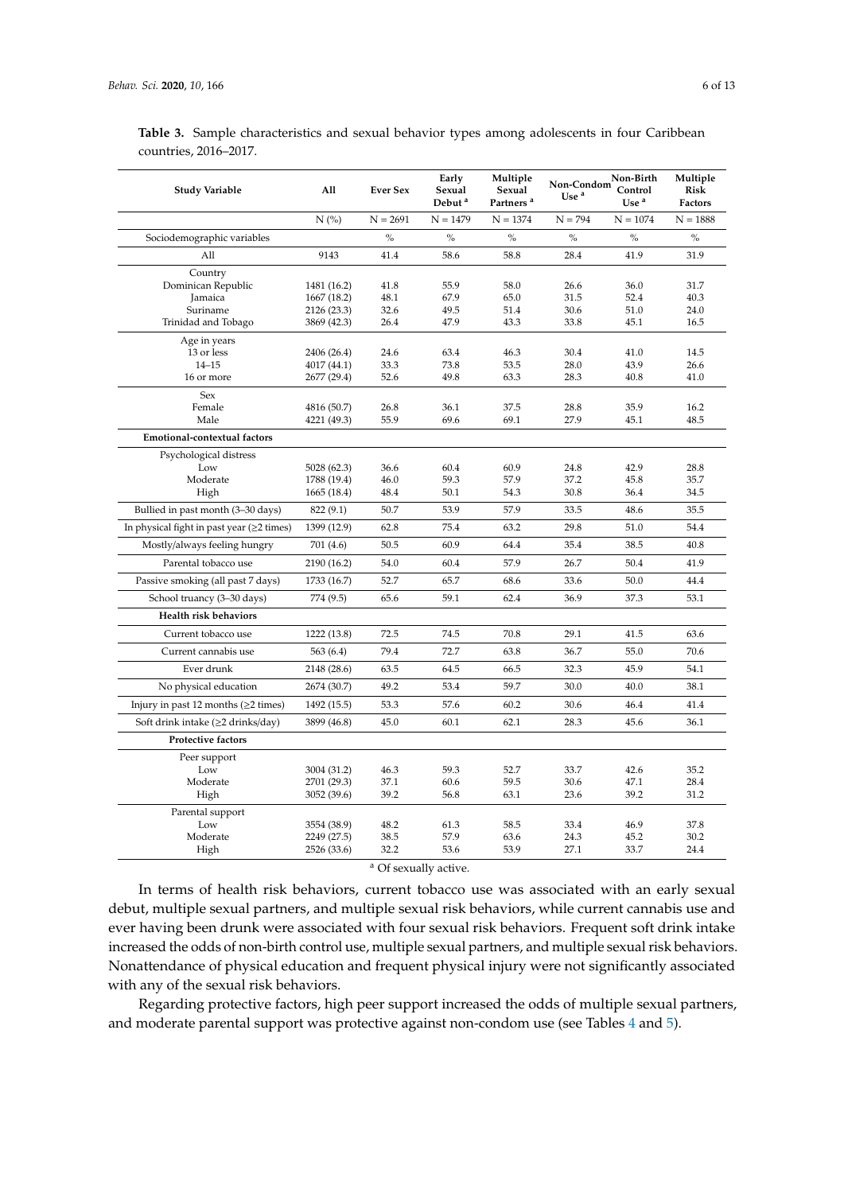**Table 3.** Sample characteristics and sexual behavior types among adolescents in four Caribbean countries, 2016–2017.

| Study Variable | All | Ever Sex | Early Sexual Debut [a] | Multiple Sexual Partners [a] | Non-Condom Use [a] | Non-Birth Control Use [a] | Multiple Risk Factors |
|---|---|---|---|---|---|---|---|
| | N (%) | N = 2691 | N = 1479 | N = 1374 | N = 794 | N = 1074 | N = 1888 |
| Sociodemographic variables | | % | % | % | % | % | % |
| All | 9143 | 41.4 | 58.6 | 58.8 | 28.4 | 41.9 | 31.9 |
| Country | | | | | | | |
| Dominican Republic | 1481 (16.2) | 41.8 | 55.9 | 58.0 | 26.6 | 36.0 | 31.7 |
| Jamaica | 1667 (18.2) | 48.1 | 67.9 | 65.0 | 31.5 | 52.4 | 40.3 |
| Suriname | 2126 (23.3) | 32.6 | 49.5 | 51.4 | 30.6 | 51.0 | 24.0 |
| Trinidad and Tobago | 3869 (42.3) | 26.4 | 47.9 | 43.3 | 33.8 | 45.1 | 16.5 |
| Age in years | | | | | | | |
| 13 or less | 2406 (26.4) | 24.6 | 63.4 | 46.3 | 30.4 | 41.0 | 14.5 |
| 14–15 | 4017 (44.1) | 33.3 | 73.8 | 53.5 | 28.0 | 43.9 | 26.6 |
| 16 or more | 2677 (29.4) | 52.6 | 49.8 | 63.3 | 28.3 | 40.8 | 41.0 |
| Sex | | | | | | | |
| Female | 4816 (50.7) | 26.8 | 36.1 | 37.5 | 28.8 | 35.9 | 16.2 |
| Male | 4221 (49.3) | 55.9 | 69.6 | 69.1 | 27.9 | 45.1 | 48.5 |
| **Emotional-contextual factors** | | | | | | | |
| Psychological distress | | | | | | | |
| Low | 5028 (62.3) | 36.6 | 60.4 | 60.9 | 24.8 | 42.9 | 28.8 |
| Moderate | 1788 (19.4) | 46.0 | 59.3 | 57.9 | 37.2 | 45.8 | 35.7 |
| High | 1665 (18.4) | 48.4 | 50.1 | 54.3 | 30.8 | 36.4 | 34.5 |
| Bullied in past month (3–30 days) | 822 (9.1) | 50.7 | 53.9 | 57.9 | 33.5 | 48.6 | 35.5 |
| In physical fight in past year (≥2 times) | 1399 (12.9) | 62.8 | 75.4 | 63.2 | 29.8 | 51.0 | 54.4 |
| Mostly/always feeling hungry | 701 (4.6) | 50.5 | 60.9 | 64.4 | 35.4 | 38.5 | 40.8 |
| Parental tobacco use | 2190 (16.2) | 54.0 | 60.4 | 57.9 | 26.7 | 50.4 | 41.9 |
| Passive smoking (all past 7 days) | 1733 (16.7) | 52.7 | 65.7 | 68.6 | 33.6 | 50.0 | 44.4 |
| School truancy (3–30 days) | 774 (9.5) | 65.6 | 59.1 | 62.4 | 36.9 | 37.3 | 53.1 |
| **Health risk behaviors** | | | | | | | |
| Current tobacco use | 1222 (13.8) | 72.5 | 74.5 | 70.8 | 29.1 | 41.5 | 63.6 |
| Current cannabis use | 563 (6.4) | 79.4 | 72.7 | 63.8 | 36.7 | 55.0 | 70.6 |
| Ever drunk | 2148 (28.6) | 63.5 | 64.5 | 66.5 | 32.3 | 45.9 | 54.1 |
| No physical education | 2674 (30.7) | 49.2 | 53.4 | 59.7 | 30.0 | 40.0 | 38.1 |
| Injury in past 12 months (≥2 times) | 1492 (15.5) | 53.3 | 57.6 | 60.2 | 30.6 | 46.4 | 41.4 |
| Soft drink intake (≥2 drinks/day) | 3899 (46.8) | 45.0 | 60.1 | 62.1 | 28.3 | 45.6 | 36.1 |
| **Protective factors** | | | | | | | |
| Peer support | | | | | | | |
| Low | 3004 (31.2) | 46.3 | 59.3 | 52.7 | 33.7 | 42.6 | 35.2 |
| Moderate | 2701 (29.3) | 37.1 | 60.6 | 59.5 | 30.6 | 47.1 | 28.4 |
| High | 3052 (39.6) | 39.2 | 56.8 | 63.1 | 23.6 | 39.2 | 31.2 |
| Parental support | | | | | | | |
| Low | 3554 (38.9) | 48.2 | 61.3 | 58.5 | 33.4 | 46.9 | 37.8 |
| Moderate | 2249 (27.5) | 38.5 | 57.9 | 63.6 | 24.3 | 45.2 | 30.2 |
| High | 2526 (33.6) | 32.2 | 53.6 | 53.9 | 27.1 | 33.7 | 24.4 |

[a] Of sexually active.

In terms of health risk behaviors, current tobacco use was associated with an early sexual debut, multiple sexual partners, and multiple sexual risk behaviors, while current cannabis use and ever having been drunk were associated with four sexual risk behaviors. Frequent soft drink intake increased the odds of non-birth control use, multiple sexual partners, and multiple sexual risk behaviors. Nonattendance of physical education and frequent physical injury were not significantly associated with any of the sexual risk behaviors.

Regarding protective factors, high peer support increased the odds of multiple sexual partners, and moderate parental support was protective against non-condom use (see Tables 4 and 5).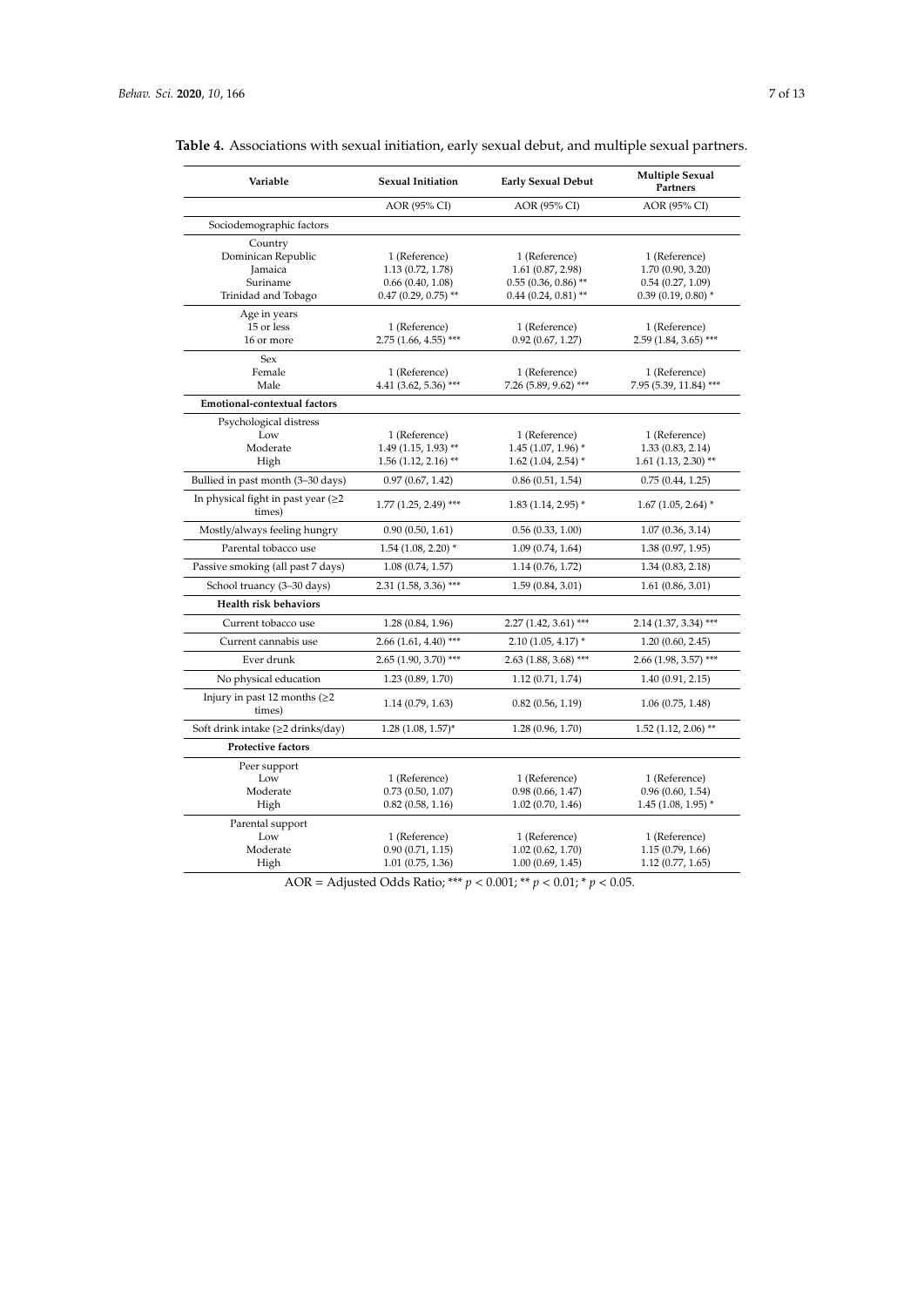**Table 4.** Associations with sexual initiation, early sexual debut, and multiple sexual partners.

| Variable | Sexual Initiation | Early Sexual Debut | Multiple Sexual Partners |
|---|---|---|---|
| | AOR (95% CI) | AOR (95% CI) | AOR (95% CI) |
| Sociodemographic factors | | | |
| Country | | | |
| Dominican Republic | 1 (Reference) | 1 (Reference) | 1 (Reference) |
| Jamaica | 1.13 (0.72, 1.78) | 1.61 (0.87, 2.98) | 1.70 (0.90, 3.20) |
| Suriname | 0.66 (0.40, 1.08) | 0.55 (0.36, 0.86) ** | 0.54 (0.27, 1.09) |
| Trinidad and Tobago | 0.47 (0.29, 0.75) ** | 0.44 (0.24, 0.81) ** | 0.39 (0.19, 0.80) * |
| Age in years | | | |
| 15 or less | 1 (Reference) | 1 (Reference) | 1 (Reference) |
| 16 or more | 2.75 (1.66, 4.55) *** | 0.92 (0.67, 1.27) | 2.59 (1.84, 3.65) *** |
| Sex | | | |
| Female | 1 (Reference) | 1 (Reference) | 1 (Reference) |
| Male | 4.41 (3.62, 5.36) *** | 7.26 (5.89, 9.62) *** | 7.95 (5.39, 11.84) *** |
| **Emotional-contextual factors** | | | |
| Psychological distress | | | |
| Low | 1 (Reference) | 1 (Reference) | 1 (Reference) |
| Moderate | 1.49 (1.15, 1.93) ** | 1.45 (1.07, 1.96) * | 1.33 (0.83, 2.14) |
| High | 1.56 (1.12, 2.16) ** | 1.62 (1.04, 2.54) * | 1.61 (1.13, 2.30) ** |
| Bullied in past month (3–30 days) | 0.97 (0.67, 1.42) | 0.86 (0.51, 1.54) | 0.75 (0.44, 1.25) |
| In physical fight in past year (≥2 times) | 1.77 (1.25, 2.49) *** | 1.83 (1.14, 2.95) * | 1.67 (1.05, 2.64) * |
| Mostly/always feeling hungry | 0.90 (0.50, 1.61) | 0.56 (0.33, 1.00) | 1.07 (0.36, 3.14) |
| Parental tobacco use | 1.54 (1.08, 2.20) * | 1.09 (0.74, 1.64) | 1.38 (0.97, 1.95) |
| Passive smoking (all past 7 days) | 1.08 (0.74, 1.57) | 1.14 (0.76, 1.72) | 1.34 (0.83, 2.18) |
| School truancy (3–30 days) | 2.31 (1.58, 3.36) *** | 1.59 (0.84, 3.01) | 1.61 (0.86, 3.01) |
| **Health risk behaviors** | | | |
| Current tobacco use | 1.28 (0.84, 1.96) | 2.27 (1.42, 3.61) *** | 2.14 (1.37, 3.34) *** |
| Current cannabis use | 2.66 (1.61, 4.40) *** | 2.10 (1.05, 4.17) * | 1.20 (0.60, 2.45) |
| Ever drunk | 2.65 (1.90, 3.70) *** | 2.63 (1.88, 3.68) *** | 2.66 (1.98, 3.57) *** |
| No physical education | 1.23 (0.89, 1.70) | 1.12 (0.71, 1.74) | 1.40 (0.91, 2.15) |
| Injury in past 12 months (≥2 times) | 1.14 (0.79, 1.63) | 0.82 (0.56, 1.19) | 1.06 (0.75, 1.48) |
| Soft drink intake (≥2 drinks/day) | 1.28 (1.08, 1.57)* | 1.28 (0.96, 1.70) | 1.52 (1.12, 2.06) ** |
| **Protective factors** | | | |
| Peer support | | | |
| Low | 1 (Reference) | 1 (Reference) | 1 (Reference) |
| Moderate | 0.73 (0.50, 1.07) | 0.98 (0.66, 1.47) | 0.96 (0.60, 1.54) |
| High | 0.82 (0.58, 1.16) | 1.02 (0.70, 1.46) | 1.45 (1.08, 1.95) * |
| Parental support | | | |
| Low | 1 (Reference) | 1 (Reference) | 1 (Reference) |
| Moderate | 0.90 (0.71, 1.15) | 1.02 (0.62, 1.70) | 1.15 (0.79, 1.66) |
| High | 1.01 (0.75, 1.36) | 1.00 (0.69, 1.45) | 1.12 (0.77, 1.65) |

AOR = Adjusted Odds Ratio; *** $p < 0.001$; ** $p < 0.01$; * $p < 0.05$.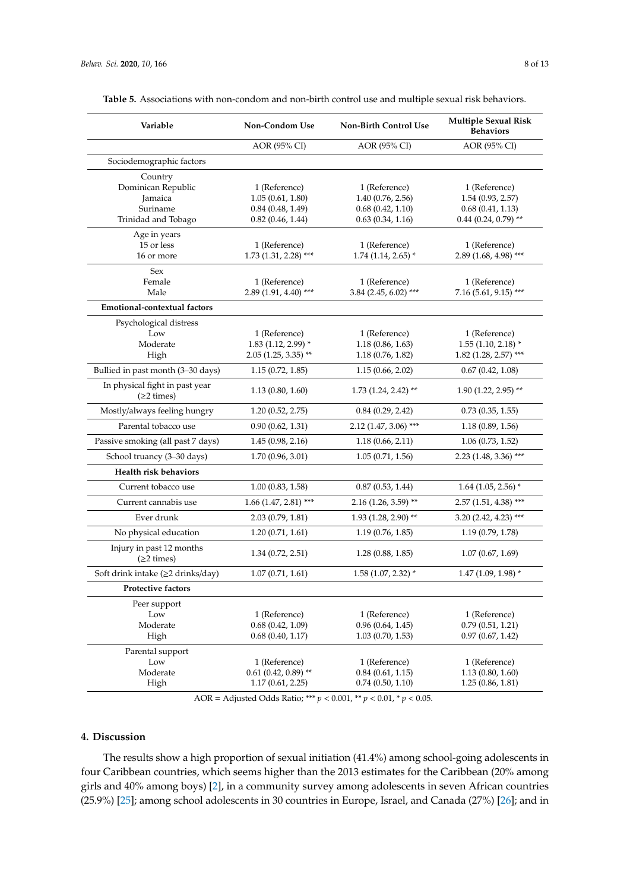**Table 5.** Associations with non-condom and non-birth control use and multiple sexual risk behaviors.

| Variable | Non-Condom Use | Non-Birth Control Use | Multiple Sexual Risk Behaviors |
|---|---|---|---|
| | AOR (95% CI) | AOR (95% CI) | AOR (95% CI) |
| Sociodemographic factors | | | |
| Country | | | |
| Dominican Republic | 1 (Reference) | 1 (Reference) | 1 (Reference) |
| Jamaica | 1.05 (0.61, 1.80) | 1.40 (0.76, 2.56) | 1.54 (0.93, 2.57) |
| Suriname | 0.84 (0.48, 1.49) | 0.68 (0.42, 1.10) | 0.68 (0.41, 1.13) |
| Trinidad and Tobago | 0.82 (0.46, 1.44) | 0.63 (0.34, 1.16) | 0.44 (0.24, 0.79) ** |
| Age in years | | | |
| 15 or less | 1 (Reference) | 1 (Reference) | 1 (Reference) |
| 16 or more | 1.73 (1.31, 2.28) *** | 1.74 (1.14, 2.65) * | 2.89 (1.68, 4.98) *** |
| Sex | | | |
| Female | 1 (Reference) | 1 (Reference) | 1 (Reference) |
| Male | 2.89 (1.91, 4.40) *** | 3.84 (2.45, 6.02) *** | 7.16 (5.61, 9.15) *** |
| **Emotional-contextual factors** | | | |
| Psychological distress | | | |
| Low | 1 (Reference) | 1 (Reference) | 1 (Reference) |
| Moderate | 1.83 (1.12, 2.99) * | 1.18 (0.86, 1.63) | 1.55 (1.10, 2.18) * |
| High | 2.05 (1.25, 3.35) ** | 1.18 (0.76, 1.82) | 1.82 (1.28, 2.57) *** |
| Bullied in past month (3–30 days) | 1.15 (0.72, 1.85) | 1.15 (0.66, 2.02) | 0.67 (0.42, 1.08) |
| In physical fight in past year (≥2 times) | 1.13 (0.80, 1.60) | 1.73 (1.24, 2.42) ** | 1.90 (1.22, 2.95) ** |
| Mostly/always feeling hungry | 1.20 (0.52, 2.75) | 0.84 (0.29, 2.42) | 0.73 (0.35, 1.55) |
| Parental tobacco use | 0.90 (0.62, 1.31) | 2.12 (1.47, 3.06) *** | 1.18 (0.89, 1.56) |
| Passive smoking (all past 7 days) | 1.45 (0.98, 2.16) | 1.18 (0.66, 2.11) | 1.06 (0.73, 1.52) |
| School truancy (3–30 days) | 1.70 (0.96, 3.01) | 1.05 (0.71, 1.56) | 2.23 (1.48, 3.36) *** |
| **Health risk behaviors** | | | |
| Current tobacco use | 1.00 (0.83, 1.58) | 0.87 (0.53, 1.44) | 1.64 (1.05, 2.56) * |
| Current cannabis use | 1.66 (1.47, 2.81) *** | 2.16 (1.26, 3.59) ** | 2.57 (1.51, 4.38) *** |
| Ever drunk | 2.03 (0.79, 1.81) | 1.93 (1.28, 2.90) ** | 3.20 (2.42, 4.23) *** |
| No physical education | 1.20 (0.71, 1.61) | 1.19 (0.76, 1.85) | 1.19 (0.79, 1.78) |
| Injury in past 12 months (≥2 times) | 1.34 (0.72, 2.51) | 1.28 (0.88, 1.85) | 1.07 (0.67, 1.69) |
| Soft drink intake (≥2 drinks/day) | 1.07 (0.71, 1.61) | 1.58 (1.07, 2.32) * | 1.47 (1.09, 1.98) * |
| **Protective factors** | | | |
| Peer support | | | |
| Low | 1 (Reference) | 1 (Reference) | 1 (Reference) |
| Moderate | 0.68 (0.42, 1.09) | 0.96 (0.64, 1.45) | 0.79 (0.51, 1.21) |
| High | 0.68 (0.40, 1.17) | 1.03 (0.70, 1.53) | 0.97 (0.67, 1.42) |
| Parental support | | | |
| Low | 1 (Reference) | 1 (Reference) | 1 (Reference) |
| Moderate | 0.61 (0.42, 0.89) ** | 0.84 (0.61, 1.15) | 1.13 (0.80, 1.60) |
| High | 1.17 (0.61, 2.25) | 0.74 (0.50, 1.10) | 1.25 (0.86, 1.81) |

AOR = Adjusted Odds Ratio; *** $p < 0.001$, ** $p < 0.01$, * $p < 0.05$.

## 4. Discussion

The results show a high proportion of sexual initiation (41.4%) among school-going adolescents in four Caribbean countries, which seems higher than the 2013 estimates for the Caribbean (20% among girls and 40% among boys) [2], in a community survey among adolescents in seven African countries (25.9%) [25]; among school adolescents in 30 countries in Europe, Israel, and Canada (27%) [26]; and in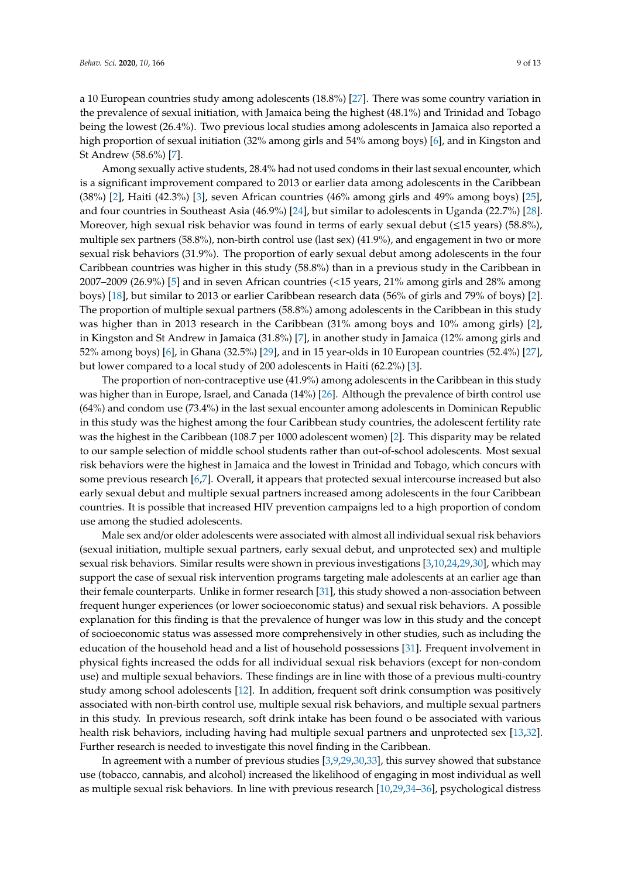a 10 European countries study among adolescents (18.8%) [27]. There was some country variation in the prevalence of sexual initiation, with Jamaica being the highest (48.1%) and Trinidad and Tobago being the lowest (26.4%). Two previous local studies among adolescents in Jamaica also reported a high proportion of sexual initiation (32% among girls and 54% among boys) [6], and in Kingston and St Andrew (58.6%) [7].

Among sexually active students, 28.4% had not used condoms in their last sexual encounter, which is a significant improvement compared to 2013 or earlier data among adolescents in the Caribbean (38%) [2], Haiti (42.3%) [3], seven African countries (46% among girls and 49% among boys) [25], and four countries in Southeast Asia (46.9%) [24], but similar to adolescents in Uganda (22.7%) [28]. Moreover, high sexual risk behavior was found in terms of early sexual debut (≤15 years) (58.8%), multiple sex partners (58.8%), non-birth control use (last sex) (41.9%), and engagement in two or more sexual risk behaviors (31.9%). The proportion of early sexual debut among adolescents in the four Caribbean countries was higher in this study (58.8%) than in a previous study in the Caribbean in 2007–2009 (26.9%) [5] and in seven African countries (<15 years, 21% among girls and 28% among boys) [18], but similar to 2013 or earlier Caribbean research data (56% of girls and 79% of boys) [2]. The proportion of multiple sexual partners (58.8%) among adolescents in the Caribbean in this study was higher than in 2013 research in the Caribbean (31% among boys and 10% among girls) [2], in Kingston and St Andrew in Jamaica (31.8%) [7], in another study in Jamaica (12% among girls and 52% among boys) [6], in Ghana (32.5%) [29], and in 15 year-olds in 10 European countries (52.4%) [27], but lower compared to a local study of 200 adolescents in Haiti (62.2%) [3].

The proportion of non-contraceptive use (41.9%) among adolescents in the Caribbean in this study was higher than in Europe, Israel, and Canada (14%) [26]. Although the prevalence of birth control use (64%) and condom use (73.4%) in the last sexual encounter among adolescents in Dominican Republic in this study was the highest among the four Caribbean study countries, the adolescent fertility rate was the highest in the Caribbean (108.7 per 1000 adolescent women) [2]. This disparity may be related to our sample selection of middle school students rather than out-of-school adolescents. Most sexual risk behaviors were the highest in Jamaica and the lowest in Trinidad and Tobago, which concurs with some previous research [6,7]. Overall, it appears that protected sexual intercourse increased but also early sexual debut and multiple sexual partners increased among adolescents in the four Caribbean countries. It is possible that increased HIV prevention campaigns led to a high proportion of condom use among the studied adolescents.

Male sex and/or older adolescents were associated with almost all individual sexual risk behaviors (sexual initiation, multiple sexual partners, early sexual debut, and unprotected sex) and multiple sexual risk behaviors. Similar results were shown in previous investigations [3,10,24,29,30], which may support the case of sexual risk intervention programs targeting male adolescents at an earlier age than their female counterparts. Unlike in former research [31], this study showed a non-association between frequent hunger experiences (or lower socioeconomic status) and sexual risk behaviors. A possible explanation for this finding is that the prevalence of hunger was low in this study and the concept of socioeconomic status was assessed more comprehensively in other studies, such as including the education of the household head and a list of household possessions [31]. Frequent involvement in physical fights increased the odds for all individual sexual risk behaviors (except for non-condom use) and multiple sexual behaviors. These findings are in line with those of a previous multi-country study among school adolescents [12]. In addition, frequent soft drink consumption was positively associated with non-birth control use, multiple sexual risk behaviors, and multiple sexual partners in this study. In previous research, soft drink intake has been found o be associated with various health risk behaviors, including having had multiple sexual partners and unprotected sex [13,32]. Further research is needed to investigate this novel finding in the Caribbean.

In agreement with a number of previous studies [3,9,29,30,33], this survey showed that substance use (tobacco, cannabis, and alcohol) increased the likelihood of engaging in most individual as well as multiple sexual risk behaviors. In line with previous research [10,29,34–36], psychological distress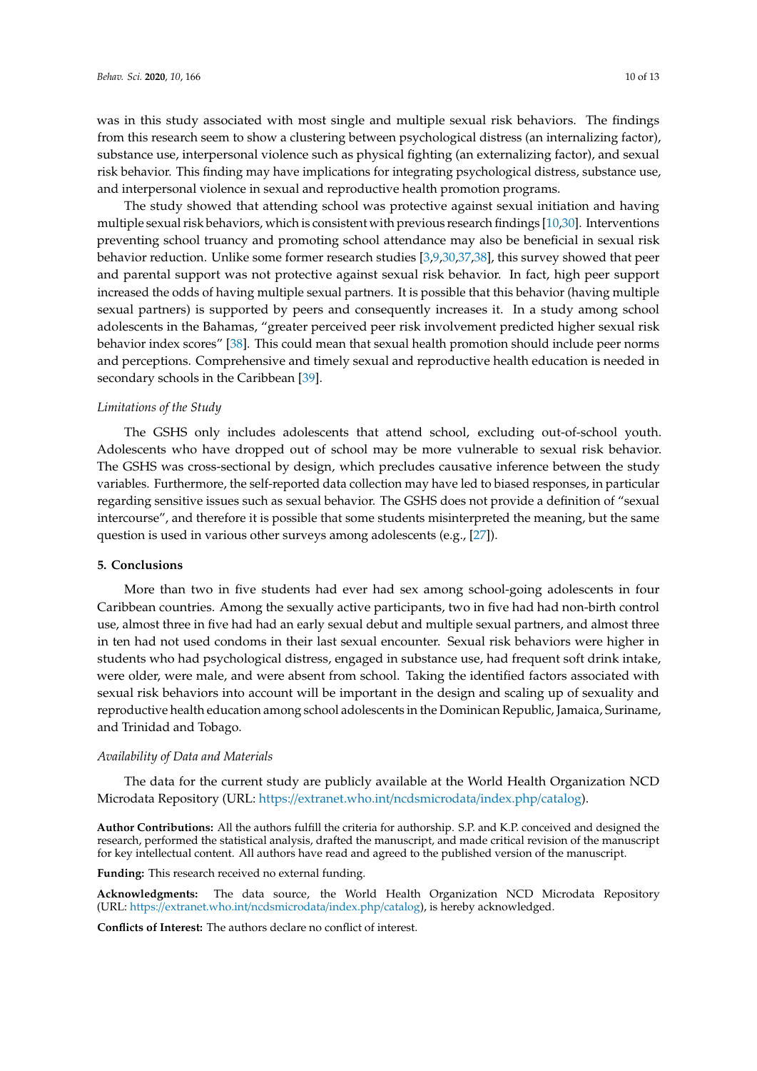was in this study associated with most single and multiple sexual risk behaviors. The findings from this research seem to show a clustering between psychological distress (an internalizing factor), substance use, interpersonal violence such as physical fighting (an externalizing factor), and sexual risk behavior. This finding may have implications for integrating psychological distress, substance use, and interpersonal violence in sexual and reproductive health promotion programs.

The study showed that attending school was protective against sexual initiation and having multiple sexual risk behaviors, which is consistent with previous research findings [10,30]. Interventions preventing school truancy and promoting school attendance may also be beneficial in sexual risk behavior reduction. Unlike some former research studies [3,9,30,37,38], this survey showed that peer and parental support was not protective against sexual risk behavior. In fact, high peer support increased the odds of having multiple sexual partners. It is possible that this behavior (having multiple sexual partners) is supported by peers and consequently increases it. In a study among school adolescents in the Bahamas, "greater perceived peer risk involvement predicted higher sexual risk behavior index scores" [38]. This could mean that sexual health promotion should include peer norms and perceptions. Comprehensive and timely sexual and reproductive health education is needed in secondary schools in the Caribbean [39].

*Limitations of the Study*

The GSHS only includes adolescents that attend school, excluding out-of-school youth. Adolescents who have dropped out of school may be more vulnerable to sexual risk behavior. The GSHS was cross-sectional by design, which precludes causative inference between the study variables. Furthermore, the self-reported data collection may have led to biased responses, in particular regarding sensitive issues such as sexual behavior. The GSHS does not provide a definition of "sexual intercourse", and therefore it is possible that some students misinterpreted the meaning, but the same question is used in various other surveys among adolescents (e.g., [27]).

## 5. Conclusions

More than two in five students had ever had sex among school-going adolescents in four Caribbean countries. Among the sexually active participants, two in five had had non-birth control use, almost three in five had had an early sexual debut and multiple sexual partners, and almost three in ten had not used condoms in their last sexual encounter. Sexual risk behaviors were higher in students who had psychological distress, engaged in substance use, had frequent soft drink intake, were older, were male, and were absent from school. Taking the identified factors associated with sexual risk behaviors into account will be important in the design and scaling up of sexuality and reproductive health education among school adolescents in the Dominican Republic, Jamaica, Suriname, and Trinidad and Tobago.

*Availability of Data and Materials*

The data for the current study are publicly available at the World Health Organization NCD Microdata Repository (URL: https://extranet.who.int/ncdsmicrodata/index.php/catalog).

**Author Contributions:** All the authors fulfill the criteria for authorship. S.P. and K.P. conceived and designed the research, performed the statistical analysis, drafted the manuscript, and made critical revision of the manuscript for key intellectual content. All authors have read and agreed to the published version of the manuscript.

**Funding:** This research received no external funding.

**Acknowledgments:** The data source, the World Health Organization NCD Microdata Repository (URL: https://extranet.who.int/ncdsmicrodata/index.php/catalog), is hereby acknowledged.

**Conflicts of Interest:** The authors declare no conflict of interest.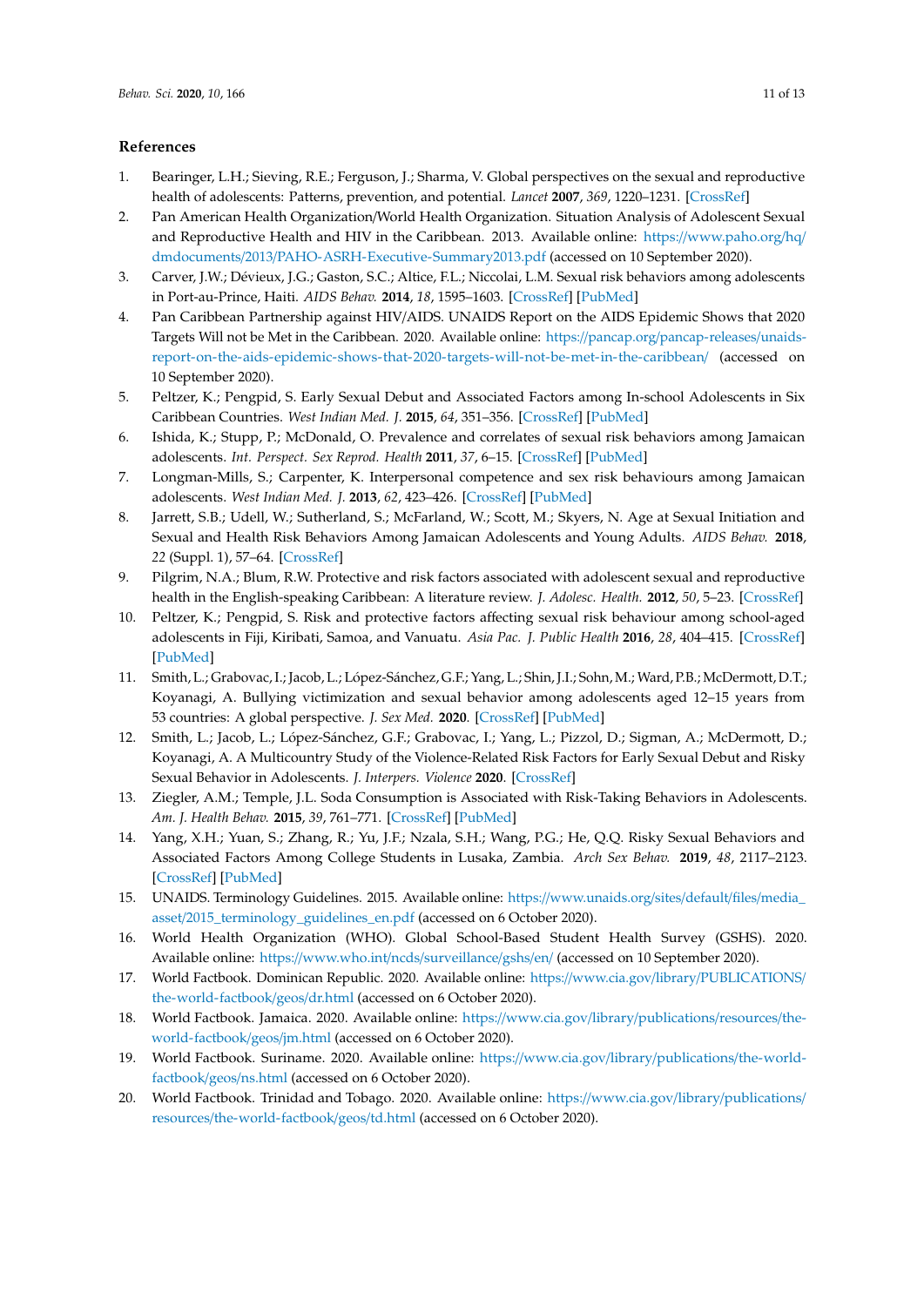## References

1. Bearinger, L.H.; Sieving, R.E.; Ferguson, J.; Sharma, V. Global perspectives on the sexual and reproductive health of adolescents: Patterns, prevention, and potential. *Lancet* **2007**, *369*, 1220–1231. [CrossRef]
2. Pan American Health Organization/World Health Organization. Situation Analysis of Adolescent Sexual and Reproductive Health and HIV in the Caribbean. 2013. Available online: https://www.paho.org/hq/dmdocuments/2013/PAHO-ASRH-Executive-Summary2013.pdf (accessed on 10 September 2020).
3. Carver, J.W.; Dévieux, J.G.; Gaston, S.C.; Altice, F.L.; Niccolai, L.M. Sexual risk behaviors among adolescents in Port-au-Prince, Haiti. *AIDS Behav.* **2014**, *18*, 1595–1603. [CrossRef] [PubMed]
4. Pan Caribbean Partnership against HIV/AIDS. UNAIDS Report on the AIDS Epidemic Shows that 2020 Targets Will not be Met in the Caribbean. 2020. Available online: https://pancap.org/pancap-releases/unaids-report-on-the-aids-epidemic-shows-that-2020-targets-will-not-be-met-in-the-caribbean/ (accessed on 10 September 2020).
5. Peltzer, K.; Pengpid, S. Early Sexual Debut and Associated Factors among In-school Adolescents in Six Caribbean Countries. *West Indian Med. J.* **2015**, *64*, 351–356. [CrossRef] [PubMed]
6. Ishida, K.; Stupp, P.; McDonald, O. Prevalence and correlates of sexual risk behaviors among Jamaican adolescents. *Int. Perspect. Sex Reprod. Health* **2011**, *37*, 6–15. [CrossRef] [PubMed]
7. Longman-Mills, S.; Carpenter, K. Interpersonal competence and sex risk behaviours among Jamaican adolescents. *West Indian Med. J.* **2013**, *62*, 423–426. [CrossRef] [PubMed]
8. Jarrett, S.B.; Udell, W.; Sutherland, S.; McFarland, W.; Scott, M.; Skyers, N. Age at Sexual Initiation and Sexual and Health Risk Behaviors Among Jamaican Adolescents and Young Adults. *AIDS Behav.* **2018**, *22* (Suppl. 1), 57–64. [CrossRef]
9. Pilgrim, N.A.; Blum, R.W. Protective and risk factors associated with adolescent sexual and reproductive health in the English-speaking Caribbean: A literature review. *J. Adolesc. Health.* **2012**, *50*, 5–23. [CrossRef]
10. Peltzer, K.; Pengpid, S. Risk and protective factors affecting sexual risk behaviour among school-aged adolescents in Fiji, Kiribati, Samoa, and Vanuatu. *Asia Pac. J. Public Health* **2016**, *28*, 404–415. [CrossRef] [PubMed]
11. Smith, L.; Grabovac, I.; Jacob, L.; López-Sánchez, G.F.; Yang, L.; Shin, J.I.; Sohn, M.; Ward, P.B.; McDermott, D.T.; Koyanagi, A. Bullying victimization and sexual behavior among adolescents aged 12–15 years from 53 countries: A global perspective. *J. Sex Med.* **2020**. [CrossRef] [PubMed]
12. Smith, L.; Jacob, L.; López-Sánchez, G.F.; Grabovac, I.; Yang, L.; Pizzol, D.; Sigman, A.; McDermott, D.; Koyanagi, A. A Multicountry Study of the Violence-Related Risk Factors for Early Sexual Debut and Risky Sexual Behavior in Adolescents. *J. Interpers. Violence* **2020**. [CrossRef]
13. Ziegler, A.M.; Temple, J.L. Soda Consumption is Associated with Risk-Taking Behaviors in Adolescents. *Am. J. Health Behav.* **2015**, *39*, 761–771. [CrossRef] [PubMed]
14. Yang, X.H.; Yuan, S.; Zhang, R.; Yu, J.F.; Nzala, S.H.; Wang, P.G.; He, Q.Q. Risky Sexual Behaviors and Associated Factors Among College Students in Lusaka, Zambia. *Arch Sex Behav.* **2019**, *48*, 2117–2123. [CrossRef] [PubMed]
15. UNAIDS. Terminology Guidelines. 2015. Available online: https://www.unaids.org/sites/default/files/media_asset/2015_terminology_guidelines_en.pdf (accessed on 6 October 2020).
16. World Health Organization (WHO). Global School-Based Student Health Survey (GSHS). 2020. Available online: https://www.who.int/ncds/surveillance/gshs/en/ (accessed on 10 September 2020).
17. World Factbook. Dominican Republic. 2020. Available online: https://www.cia.gov/library/PUBLICATIONS/the-world-factbook/geos/dr.html (accessed on 6 October 2020).
18. World Factbook. Jamaica. 2020. Available online: https://www.cia.gov/library/publications/resources/the-world-factbook/geos/jm.html (accessed on 6 October 2020).
19. World Factbook. Suriname. 2020. Available online: https://www.cia.gov/library/publications/the-world-factbook/geos/ns.html (accessed on 6 October 2020).
20. World Factbook. Trinidad and Tobago. 2020. Available online: https://www.cia.gov/library/publications/resources/the-world-factbook/geos/td.html (accessed on 6 October 2020).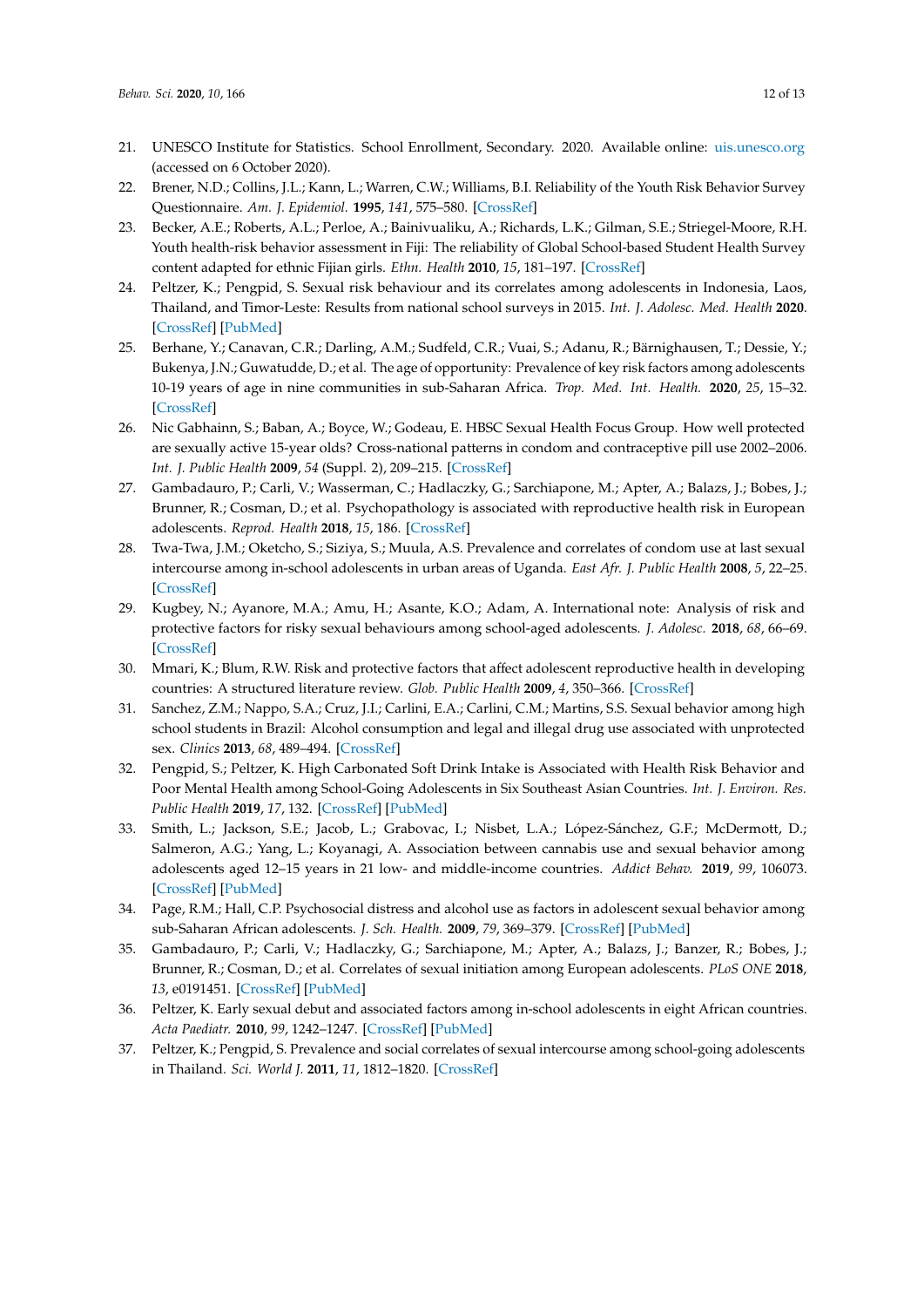21. UNESCO Institute for Statistics. School Enrollment, Secondary. 2020. Available online: uis.unesco.org (accessed on 6 October 2020).
22. Brener, N.D.; Collins, J.L.; Kann, L.; Warren, C.W.; Williams, B.I. Reliability of the Youth Risk Behavior Survey Questionnaire. *Am. J. Epidemiol.* **1995**, *141*, 575–580. [CrossRef]
23. Becker, A.E.; Roberts, A.L.; Perloe, A.; Bainivualiku, A.; Richards, L.K.; Gilman, S.E.; Striegel-Moore, R.H. Youth health-risk behavior assessment in Fiji: The reliability of Global School-based Student Health Survey content adapted for ethnic Fijian girls. *Ethn. Health* **2010**, *15*, 181–197. [CrossRef]
24. Peltzer, K.; Pengpid, S. Sexual risk behaviour and its correlates among adolescents in Indonesia, Laos, Thailand, and Timor-Leste: Results from national school surveys in 2015. *Int. J. Adolesc. Med. Health* **2020**. [CrossRef] [PubMed]
25. Berhane, Y.; Canavan, C.R.; Darling, A.M.; Sudfeld, C.R.; Vuai, S.; Adanu, R.; Bärnighausen, T.; Dessie, Y.; Bukenya, J.N.; Guwatudde, D.; et al. The age of opportunity: Prevalence of key risk factors among adolescents 10-19 years of age in nine communities in sub-Saharan Africa. *Trop. Med. Int. Health.* **2020**, *25*, 15–32. [CrossRef]
26. Nic Gabhainn, S.; Baban, A.; Boyce, W.; Godeau, E. HBSC Sexual Health Focus Group. How well protected are sexually active 15-year olds? Cross-national patterns in condom and contraceptive pill use 2002–2006. *Int. J. Public Health* **2009**, *54* (Suppl. 2), 209–215. [CrossRef]
27. Gambadauro, P.; Carli, V.; Wasserman, C.; Hadlaczky, G.; Sarchiapone, M.; Apter, A.; Balazs, J.; Bobes, J.; Brunner, R.; Cosman, D.; et al. Psychopathology is associated with reproductive health risk in European adolescents. *Reprod. Health* **2018**, *15*, 186. [CrossRef]
28. Twa-Twa, J.M.; Oketcho, S.; Siziya, S.; Muula, A.S. Prevalence and correlates of condom use at last sexual intercourse among in-school adolescents in urban areas of Uganda. *East Afr. J. Public Health* **2008**, *5*, 22–25. [CrossRef]
29. Kugbey, N.; Ayanore, M.A.; Amu, H.; Asante, K.O.; Adam, A. International note: Analysis of risk and protective factors for risky sexual behaviours among school-aged adolescents. *J. Adolesc.* **2018**, *68*, 66–69. [CrossRef]
30. Mmari, K.; Blum, R.W. Risk and protective factors that affect adolescent reproductive health in developing countries: A structured literature review. *Glob. Public Health* **2009**, *4*, 350–366. [CrossRef]
31. Sanchez, Z.M.; Nappo, S.A.; Cruz, J.I.; Carlini, E.A.; Carlini, C.M.; Martins, S.S. Sexual behavior among high school students in Brazil: Alcohol consumption and legal and illegal drug use associated with unprotected sex. *Clinics* **2013**, *68*, 489–494. [CrossRef]
32. Pengpid, S.; Peltzer, K. High Carbonated Soft Drink Intake is Associated with Health Risk Behavior and Poor Mental Health among School-Going Adolescents in Six Southeast Asian Countries. *Int. J. Environ. Res. Public Health* **2019**, *17*, 132. [CrossRef] [PubMed]
33. Smith, L.; Jackson, S.E.; Jacob, L.; Grabovac, I.; Nisbet, L.A.; López-Sánchez, G.F.; McDermott, D.; Salmeron, A.G.; Yang, L.; Koyanagi, A. Association between cannabis use and sexual behavior among adolescents aged 12–15 years in 21 low- and middle-income countries. *Addict Behav.* **2019**, *99*, 106073. [CrossRef] [PubMed]
34. Page, R.M.; Hall, C.P. Psychosocial distress and alcohol use as factors in adolescent sexual behavior among sub-Saharan African adolescents. *J. Sch. Health.* **2009**, *79*, 369–379. [CrossRef] [PubMed]
35. Gambadauro, P.; Carli, V.; Hadlaczky, G.; Sarchiapone, M.; Apter, A.; Balazs, J.; Banzer, R.; Bobes, J.; Brunner, R.; Cosman, D.; et al. Correlates of sexual initiation among European adolescents. *PLoS ONE* **2018**, *13*, e0191451. [CrossRef] [PubMed]
36. Peltzer, K. Early sexual debut and associated factors among in-school adolescents in eight African countries. *Acta Paediatr.* **2010**, *99*, 1242–1247. [CrossRef] [PubMed]
37. Peltzer, K.; Pengpid, S. Prevalence and social correlates of sexual intercourse among school-going adolescents in Thailand. *Sci. World J.* **2011**, *11*, 1812–1820. [CrossRef]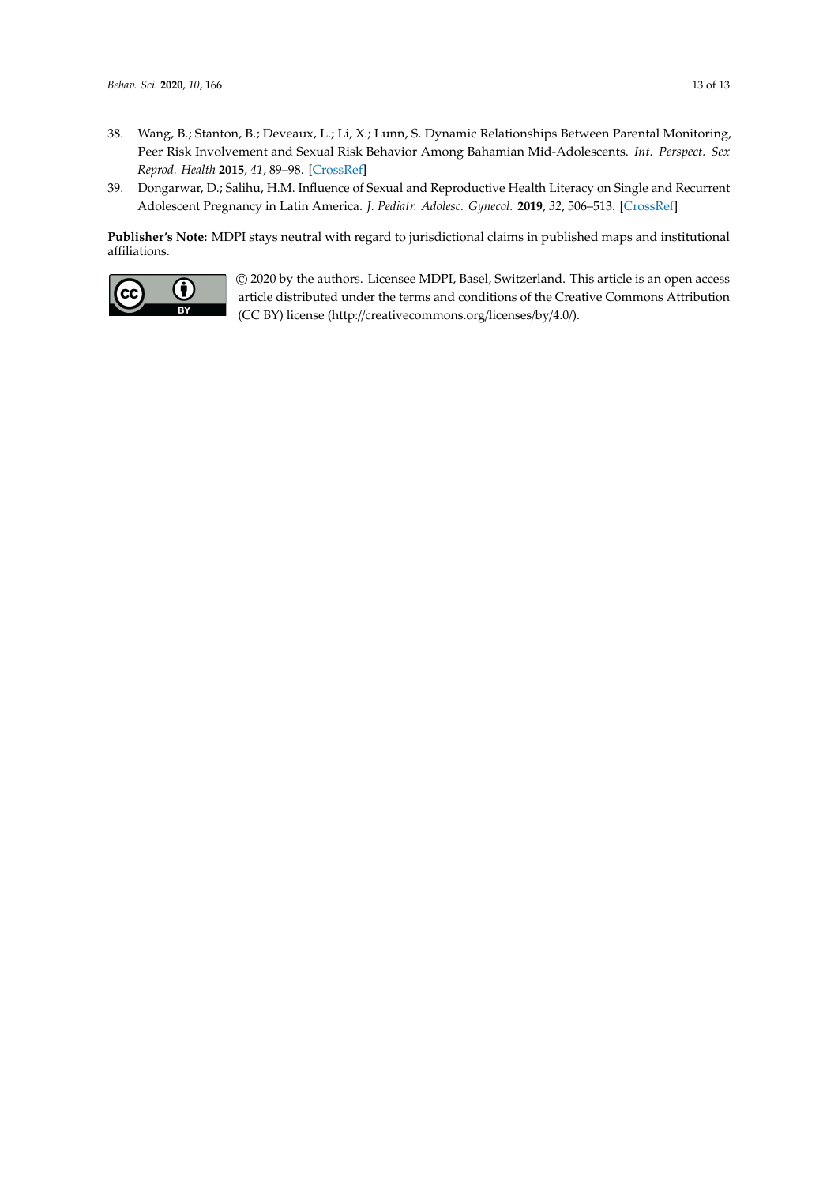38. Wang, B.; Stanton, B.; Deveaux, L.; Li, X.; Lunn, S. Dynamic Relationships Between Parental Monitoring, Peer Risk Involvement and Sexual Risk Behavior Among Bahamian Mid-Adolescents. *Int. Perspect. Sex Reprod. Health* **2015**, *41*, 89–98. [CrossRef]
39. Dongarwar, D.; Salihu, H.M. Influence of Sexual and Reproductive Health Literacy on Single and Recurrent Adolescent Pregnancy in Latin America. *J. Pediatr. Adolesc. Gynecol.* **2019**, *32*, 506–513. [CrossRef]

**Publisher's Note:** MDPI stays neutral with regard to jurisdictional claims in published maps and institutional affiliations.

© 2020 by the authors. Licensee MDPI, Basel, Switzerland. This article is an open access article distributed under the terms and conditions of the Creative Commons Attribution (CC BY) license (http://creativecommons.org/licenses/by/4.0/).